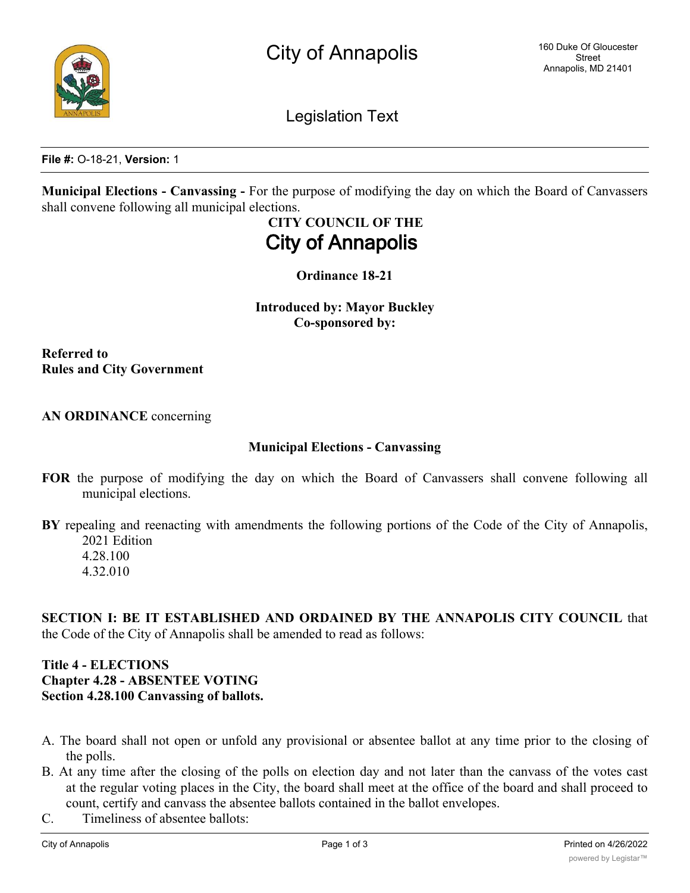# City of Annapolis

160 Duke Of Gloucester Street
Annapolis, MD 21401

## Legislation Text

**File #:** O-18-21, **Version:** 1

**Municipal Elections - Canvassing -** For the purpose of modifying the day on which the Board of Canvassers shall convene following all municipal elections.

**CITY COUNCIL OF THE**
**City of Annapolis**

**Ordinance 18-21**

**Introduced by: Mayor Buckley**
**Co-sponsored by:**

**Referred to**
**Rules and City Government**

**AN ORDINANCE** concerning

**Municipal Elections - Canvassing**

**FOR** the purpose of modifying the day on which the Board of Canvassers shall convene following all municipal elections.

**BY** repealing and reenacting with amendments the following portions of the Code of the City of Annapolis, 2021 Edition
4.28.100
4.32.010

**SECTION I: BE IT ESTABLISHED AND ORDAINED BY THE ANNAPOLIS CITY COUNCIL** that the Code of the City of Annapolis shall be amended to read as follows:

**Title 4 - ELECTIONS**
**Chapter 4.28 - ABSENTEE VOTING**
**Section 4.28.100 Canvassing of ballots.**

A. The board shall not open or unfold any provisional or absentee ballot at any time prior to the closing of the polls.

B. At any time after the closing of the polls on election day and not later than the canvass of the votes cast at the regular voting places in the City, the board shall meet at the office of the board and shall proceed to count, certify and canvass the absentee ballots contained in the ballot envelopes.

C. Timeliness of absentee ballots: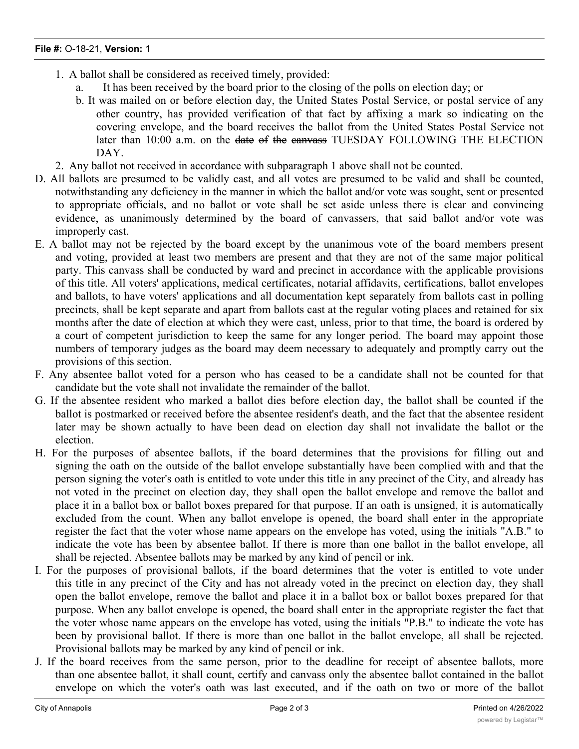1. A ballot shall be considered as received timely, provided:
   a. It has been received by the board prior to the closing of the polls on election day; or
   b. It was mailed on or before election day, the United States Postal Service, or postal service of any other country, has provided verification of that fact by affixing a mark so indicating on the covering envelope, and the board receives the ballot from the United States Postal Service not later than 10:00 a.m. on the ~~date of the canvass~~ TUESDAY FOLLOWING THE ELECTION DAY.
2. Any ballot not received in accordance with subparagraph 1 above shall not be counted.

D. All ballots are presumed to be validly cast, and all votes are presumed to be valid and shall be counted, notwithstanding any deficiency in the manner in which the ballot and/or vote was sought, sent or presented to appropriate officials, and no ballot or vote shall be set aside unless there is clear and convincing evidence, as unanimously determined by the board of canvassers, that said ballot and/or vote was improperly cast.

E. A ballot may not be rejected by the board except by the unanimous vote of the board members present and voting, provided at least two members are present and that they are not of the same major political party. This canvass shall be conducted by ward and precinct in accordance with the applicable provisions of this title. All voters' applications, medical certificates, notarial affidavits, certifications, ballot envelopes and ballots, to have voters' applications and all documentation kept separately from ballots cast in polling precincts, shall be kept separate and apart from ballots cast at the regular voting places and retained for six months after the date of election at which they were cast, unless, prior to that time, the board is ordered by a court of competent jurisdiction to keep the same for any longer period. The board may appoint those numbers of temporary judges as the board may deem necessary to adequately and promptly carry out the provisions of this section.

F. Any absentee ballot voted for a person who has ceased to be a candidate shall not be counted for that candidate but the vote shall not invalidate the remainder of the ballot.

G. If the absentee resident who marked a ballot dies before election day, the ballot shall be counted if the ballot is postmarked or received before the absentee resident's death, and the fact that the absentee resident later may be shown actually to have been dead on election day shall not invalidate the ballot or the election.

H. For the purposes of absentee ballots, if the board determines that the provisions for filling out and signing the oath on the outside of the ballot envelope substantially have been complied with and that the person signing the voter's oath is entitled to vote under this title in any precinct of the City, and already has not voted in the precinct on election day, they shall open the ballot envelope and remove the ballot and place it in a ballot box or ballot boxes prepared for that purpose. If an oath is unsigned, it is automatically excluded from the count. When any ballot envelope is opened, the board shall enter in the appropriate register the fact that the voter whose name appears on the envelope has voted, using the initials "A.B." to indicate the vote has been by absentee ballot. If there is more than one ballot in the ballot envelope, all shall be rejected. Absentee ballots may be marked by any kind of pencil or ink.

I. For the purposes of provisional ballots, if the board determines that the voter is entitled to vote under this title in any precinct of the City and has not already voted in the precinct on election day, they shall open the ballot envelope, remove the ballot and place it in a ballot box or ballot boxes prepared for that purpose. When any ballot envelope is opened, the board shall enter in the appropriate register the fact that the voter whose name appears on the envelope has voted, using the initials "P.B." to indicate the vote has been by provisional ballot. If there is more than one ballot in the ballot envelope, all shall be rejected. Provisional ballots may be marked by any kind of pencil or ink.

J. If the board receives from the same person, prior to the deadline for receipt of absentee ballots, more than one absentee ballot, it shall count, certify and canvass only the absentee ballot contained in the ballot envelope on which the voter's oath was last executed, and if the oath on two or more of the ballot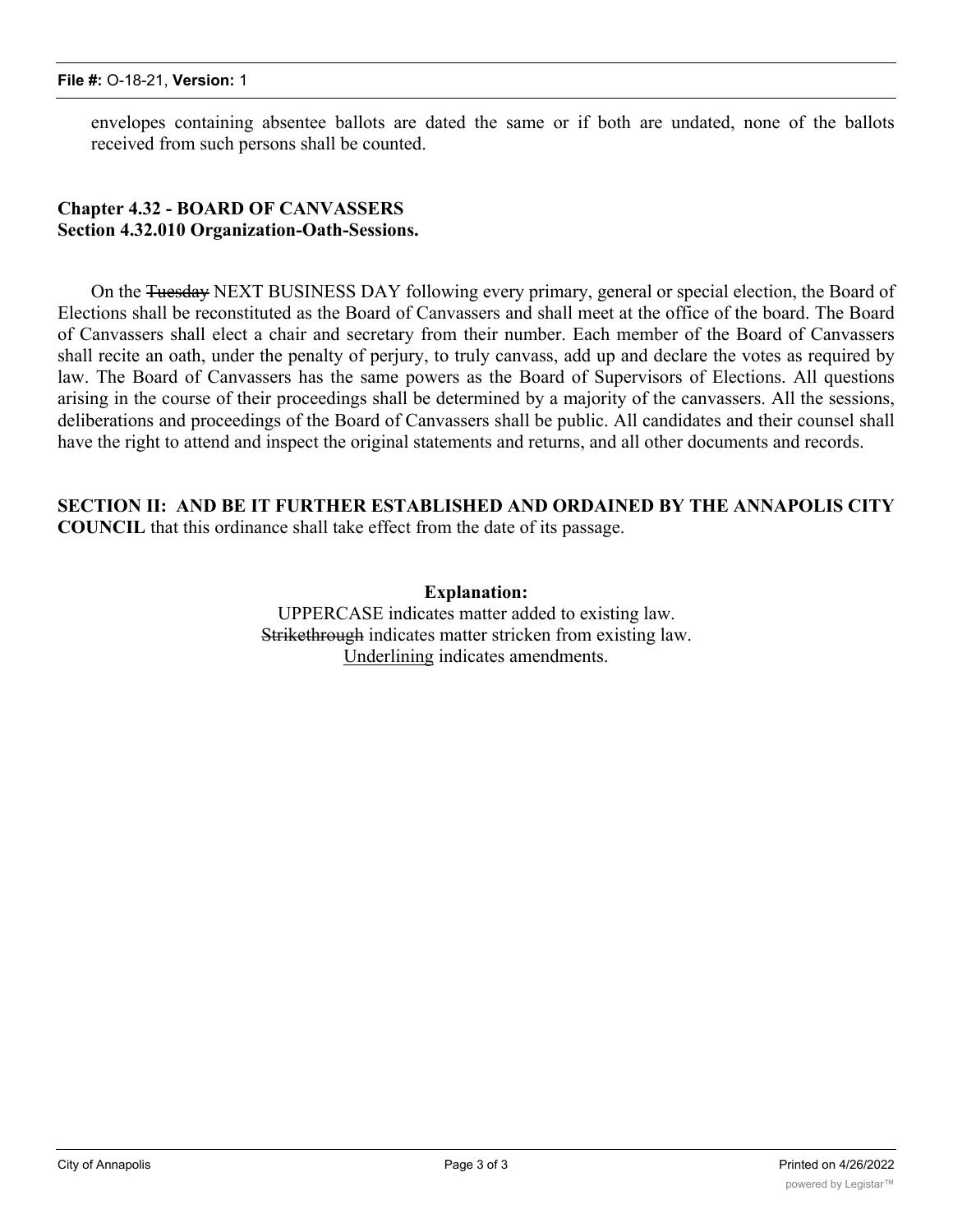envelopes containing absentee ballots are dated the same or if both are undated, none of the ballots received from such persons shall be counted.

**Chapter 4.32 - BOARD OF CANVASSERS**
**Section 4.32.010 Organization-Oath-Sessions.**

On the ~~Tuesday~~ NEXT BUSINESS DAY following every primary, general or special election, the Board of Elections shall be reconstituted as the Board of Canvassers and shall meet at the office of the board. The Board of Canvassers shall elect a chair and secretary from their number. Each member of the Board of Canvassers shall recite an oath, under the penalty of perjury, to truly canvass, add up and declare the votes as required by law. The Board of Canvassers has the same powers as the Board of Supervisors of Elections. All questions arising in the course of their proceedings shall be determined by a majority of the canvassers. All the sessions, deliberations and proceedings of the Board of Canvassers shall be public. All candidates and their counsel shall have the right to attend and inspect the original statements and returns, and all other documents and records.

**SECTION II: AND BE IT FURTHER ESTABLISHED AND ORDAINED BY THE ANNAPOLIS CITY COUNCIL** that this ordinance shall take effect from the date of its passage.

**Explanation:**
UPPERCASE indicates matter added to existing law.
~~Strikethrough~~ indicates matter stricken from existing law.
<u>Underlining</u> indicates amendments.